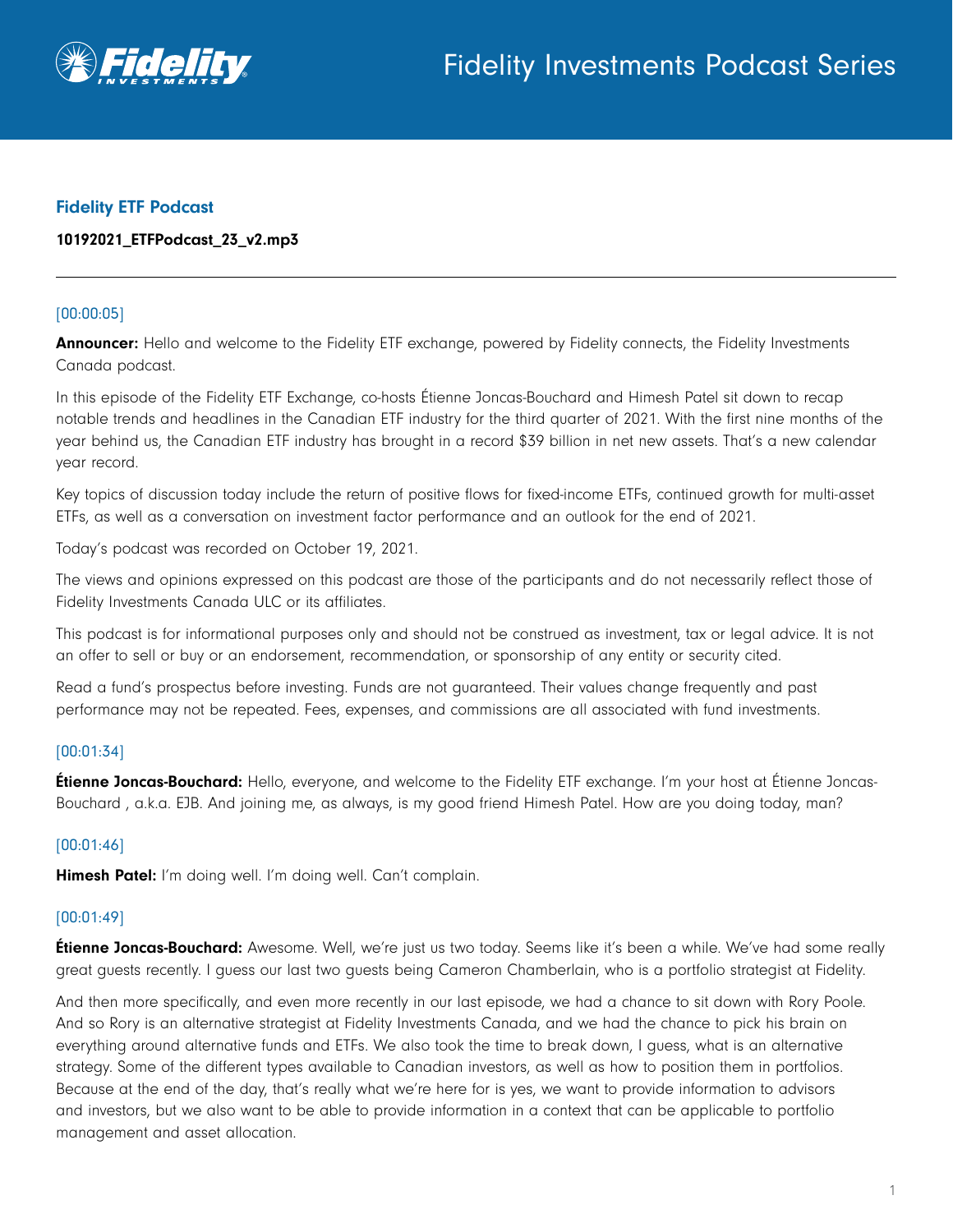## Fidelity ETF Podcast

**10192021_ETFPodcast_23_v2.mp3**

---

[00:00:05]

**Announcer:** Hello and welcome to the Fidelity ETF exchange, powered by Fidelity connects, the Fidelity Investments Canada podcast.

In this episode of the Fidelity ETF Exchange, co-hosts Étienne Joncas-Bouchard and Himesh Patel sit down to recap notable trends and headlines in the Canadian ETF industry for the third quarter of 2021. With the first nine months of the year behind us, the Canadian ETF industry has brought in a record $39 billion in net new assets. That's a new calendar year record.

Key topics of discussion today include the return of positive flows for fixed-income ETFs, continued growth for multi-asset ETFs, as well as a conversation on investment factor performance and an outlook for the end of 2021.

Today's podcast was recorded on October 19, 2021.

The views and opinions expressed on this podcast are those of the participants and do not necessarily reflect those of Fidelity Investments Canada ULC or its affiliates.

This podcast is for informational purposes only and should not be construed as investment, tax or legal advice. It is not an offer to sell or buy or an endorsement, recommendation, or sponsorship of any entity or security cited.

Read a fund's prospectus before investing. Funds are not guaranteed. Their values change frequently and past performance may not be repeated. Fees, expenses, and commissions are all associated with fund investments.

[00:01:34]

**Étienne Joncas-Bouchard:** Hello, everyone, and welcome to the Fidelity ETF exchange. I'm your host at Étienne Joncas-Bouchard , a.k.a. EJB. And joining me, as always, is my good friend Himesh Patel. How are you doing today, man?

[00:01:46]

**Himesh Patel:** I'm doing well. I'm doing well. Can't complain.

[00:01:49]

**Étienne Joncas-Bouchard:** Awesome. Well, we're just us two today. Seems like it's been a while. We've had some really great guests recently. I guess our last two guests being Cameron Chamberlain, who is a portfolio strategist at Fidelity.

And then more specifically, and even more recently in our last episode, we had a chance to sit down with Rory Poole. And so Rory is an alternative strategist at Fidelity Investments Canada, and we had the chance to pick his brain on everything around alternative funds and ETFs. We also took the time to break down, I guess, what is an alternative strategy. Some of the different types available to Canadian investors, as well as how to position them in portfolios. Because at the end of the day, that's really what we're here for is yes, we want to provide information to advisors and investors, but we also want to be able to provide information in a context that can be applicable to portfolio management and asset allocation.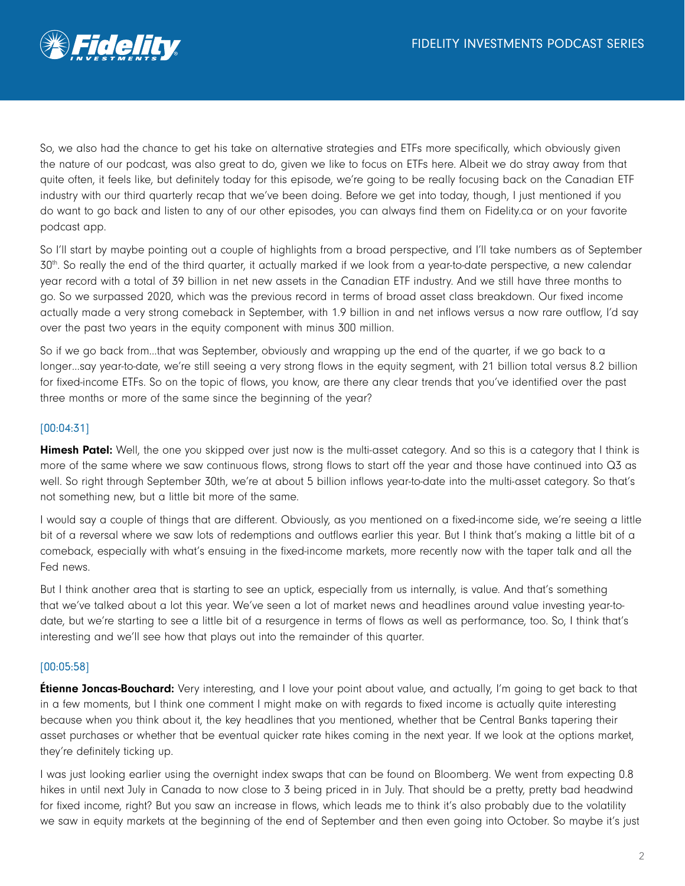So, we also had the chance to get his take on alternative strategies and ETFs more specifically, which obviously given the nature of our podcast, was also great to do, given we like to focus on ETFs here. Albeit we do stray away from that quite often, it feels like, but definitely today for this episode, we're going to be really focusing back on the Canadian ETF industry with our third quarterly recap that we've been doing. Before we get into today, though, I just mentioned if you do want to go back and listen to any of our other episodes, you can always find them on Fidelity.ca or on your favorite podcast app.

So I'll start by maybe pointing out a couple of highlights from a broad perspective, and I'll take numbers as of September 30th. So really the end of the third quarter, it actually marked if we look from a year-to-date perspective, a new calendar year record with a total of 39 billion in net new assets in the Canadian ETF industry. And we still have three months to go. So we surpassed 2020, which was the previous record in terms of broad asset class breakdown. Our fixed income actually made a very strong comeback in September, with 1.9 billion in and net inflows versus a now rare outflow, I'd say over the past two years in the equity component with minus 300 million.

So if we go back from...that was September, obviously and wrapping up the end of the quarter, if we go back to a longer...say year-to-date, we're still seeing a very strong flows in the equity segment, with 21 billion total versus 8.2 billion for fixed-income ETFs. So on the topic of flows, you know, are there any clear trends that you've identified over the past three months or more of the same since the beginning of the year?

[00:04:31]

**Himesh Patel:** Well, the one you skipped over just now is the multi-asset category. And so this is a category that I think is more of the same where we saw continuous flows, strong flows to start off the year and those have continued into Q3 as well. So right through September 30th, we're at about 5 billion inflows year-to-date into the multi-asset category. So that's not something new, but a little bit more of the same.

I would say a couple of things that are different. Obviously, as you mentioned on a fixed-income side, we're seeing a little bit of a reversal where we saw lots of redemptions and outflows earlier this year. But I think that's making a little bit of a comeback, especially with what's ensuing in the fixed-income markets, more recently now with the taper talk and all the Fed news.

But I think another area that is starting to see an uptick, especially from us internally, is value. And that's something that we've talked about a lot this year. We've seen a lot of market news and headlines around value investing year-to-date, but we're starting to see a little bit of a resurgence in terms of flows as well as performance, too. So, I think that's interesting and we'll see how that plays out into the remainder of this quarter.

[00:05:58]

**Étienne Joncas-Bouchard:** Very interesting, and I love your point about value, and actually, I'm going to get back to that in a few moments, but I think one comment I might make on with regards to fixed income is actually quite interesting because when you think about it, the key headlines that you mentioned, whether that be Central Banks tapering their asset purchases or whether that be eventual quicker rate hikes coming in the next year. If we look at the options market, they're definitely ticking up.

I was just looking earlier using the overnight index swaps that can be found on Bloomberg. We went from expecting 0.8 hikes in until next July in Canada to now close to 3 being priced in in July. That should be a pretty, pretty bad headwind for fixed income, right? But you saw an increase in flows, which leads me to think it's also probably due to the volatility we saw in equity markets at the beginning of the end of September and then even going into October. So maybe it's just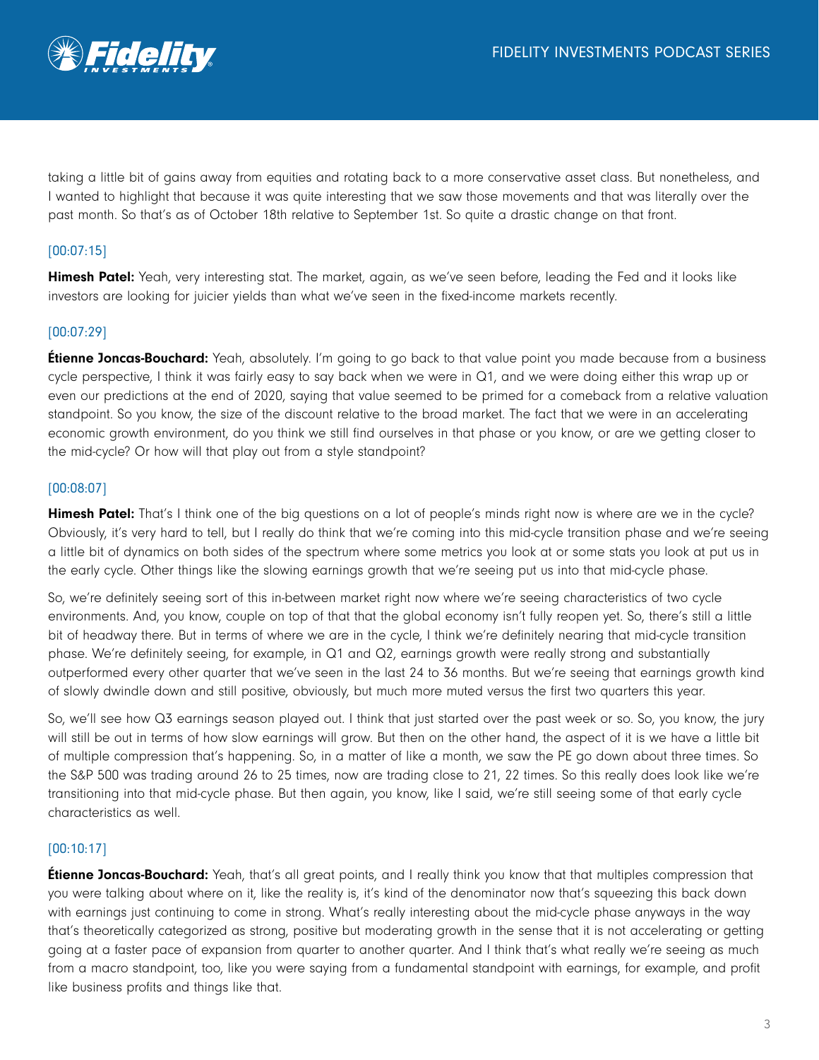taking a little bit of gains away from equities and rotating back to a more conservative asset class. But nonetheless, and I wanted to highlight that because it was quite interesting that we saw those movements and that was literally over the past month. So that's as of October 18th relative to September 1st. So quite a drastic change on that front.

[00:07:15]

**Himesh Patel:** Yeah, very interesting stat. The market, again, as we've seen before, leading the Fed and it looks like investors are looking for juicier yields than what we've seen in the fixed-income markets recently.

[00:07:29]

**Étienne Joncas-Bouchard:** Yeah, absolutely. I'm going to go back to that value point you made because from a business cycle perspective, I think it was fairly easy to say back when we were in Q1, and we were doing either this wrap up or even our predictions at the end of 2020, saying that value seemed to be primed for a comeback from a relative valuation standpoint. So you know, the size of the discount relative to the broad market. The fact that we were in an accelerating economic growth environment, do you think we still find ourselves in that phase or you know, or are we getting closer to the mid-cycle? Or how will that play out from a style standpoint?

[00:08:07]

**Himesh Patel:** That's I think one of the big questions on a lot of people's minds right now is where are we in the cycle? Obviously, it's very hard to tell, but I really do think that we're coming into this mid-cycle transition phase and we're seeing a little bit of dynamics on both sides of the spectrum where some metrics you look at or some stats you look at put us in the early cycle. Other things like the slowing earnings growth that we're seeing put us into that mid-cycle phase.

So, we're definitely seeing sort of this in-between market right now where we're seeing characteristics of two cycle environments. And, you know, couple on top of that that the global economy isn't fully reopen yet. So, there's still a little bit of headway there. But in terms of where we are in the cycle, I think we're definitely nearing that mid-cycle transition phase. We're definitely seeing, for example, in Q1 and Q2, earnings growth were really strong and substantially outperformed every other quarter that we've seen in the last 24 to 36 months. But we're seeing that earnings growth kind of slowly dwindle down and still positive, obviously, but much more muted versus the first two quarters this year.

So, we'll see how Q3 earnings season played out. I think that just started over the past week or so. So, you know, the jury will still be out in terms of how slow earnings will grow. But then on the other hand, the aspect of it is we have a little bit of multiple compression that's happening. So, in a matter of like a month, we saw the PE go down about three times. So the S&P 500 was trading around 26 to 25 times, now are trading close to 21, 22 times. So this really does look like we're transitioning into that mid-cycle phase. But then again, you know, like I said, we're still seeing some of that early cycle characteristics as well.

[00:10:17]

**Étienne Joncas-Bouchard:** Yeah, that's all great points, and I really think you know that that multiples compression that you were talking about where on it, like the reality is, it's kind of the denominator now that's squeezing this back down with earnings just continuing to come in strong. What's really interesting about the mid-cycle phase anyways in the way that's theoretically categorized as strong, positive but moderating growth in the sense that it is not accelerating or getting going at a faster pace of expansion from quarter to another quarter. And I think that's what really we're seeing as much from a macro standpoint, too, like you were saying from a fundamental standpoint with earnings, for example, and profit like business profits and things like that.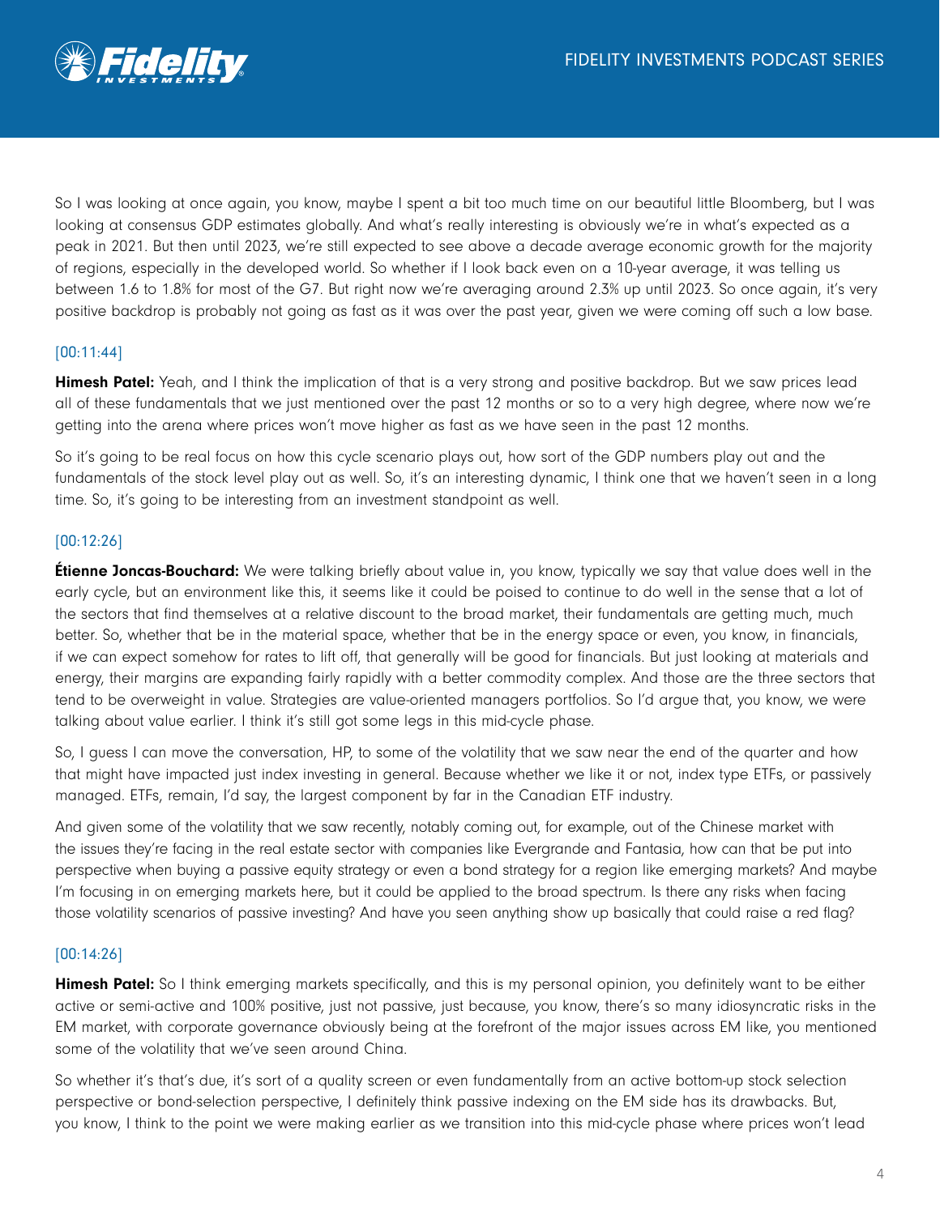So I was looking at once again, you know, maybe I spent a bit too much time on our beautiful little Bloomberg, but I was looking at consensus GDP estimates globally. And what's really interesting is obviously we're in what's expected as a peak in 2021. But then until 2023, we're still expected to see above a decade average economic growth for the majority of regions, especially in the developed world. So whether if I look back even on a 10-year average, it was telling us between 1.6 to 1.8% for most of the G7. But right now we're averaging around 2.3% up until 2023. So once again, it's very positive backdrop is probably not going as fast as it was over the past year, given we were coming off such a low base.

[00:11:44]

**Himesh Patel:** Yeah, and I think the implication of that is a very strong and positive backdrop. But we saw prices lead all of these fundamentals that we just mentioned over the past 12 months or so to a very high degree, where now we're getting into the arena where prices won't move higher as fast as we have seen in the past 12 months.

So it's going to be real focus on how this cycle scenario plays out, how sort of the GDP numbers play out and the fundamentals of the stock level play out as well. So, it's an interesting dynamic, I think one that we haven't seen in a long time. So, it's going to be interesting from an investment standpoint as well.

[00:12:26]

**Étienne Joncas-Bouchard:** We were talking briefly about value in, you know, typically we say that value does well in the early cycle, but an environment like this, it seems like it could be poised to continue to do well in the sense that a lot of the sectors that find themselves at a relative discount to the broad market, their fundamentals are getting much, much better. So, whether that be in the material space, whether that be in the energy space or even, you know, in financials, if we can expect somehow for rates to lift off, that generally will be good for financials. But just looking at materials and energy, their margins are expanding fairly rapidly with a better commodity complex. And those are the three sectors that tend to be overweight in value. Strategies are value-oriented managers portfolios. So I'd argue that, you know, we were talking about value earlier. I think it's still got some legs in this mid-cycle phase.

So, I guess I can move the conversation, HP, to some of the volatility that we saw near the end of the quarter and how that might have impacted just index investing in general. Because whether we like it or not, index type ETFs, or passively managed. ETFs, remain, I'd say, the largest component by far in the Canadian ETF industry.

And given some of the volatility that we saw recently, notably coming out, for example, out of the Chinese market with the issues they're facing in the real estate sector with companies like Evergrande and Fantasia, how can that be put into perspective when buying a passive equity strategy or even a bond strategy for a region like emerging markets? And maybe I'm focusing in on emerging markets here, but it could be applied to the broad spectrum. Is there any risks when facing those volatility scenarios of passive investing? And have you seen anything show up basically that could raise a red flag?

[00:14:26]

**Himesh Patel:** So I think emerging markets specifically, and this is my personal opinion, you definitely want to be either active or semi-active and 100% positive, just not passive, just because, you know, there's so many idiosyncratic risks in the EM market, with corporate governance obviously being at the forefront of the major issues across EM like, you mentioned some of the volatility that we've seen around China.

So whether it's that's due, it's sort of a quality screen or even fundamentally from an active bottom-up stock selection perspective or bond-selection perspective, I definitely think passive indexing on the EM side has its drawbacks. But, you know, I think to the point we were making earlier as we transition into this mid-cycle phase where prices won't lead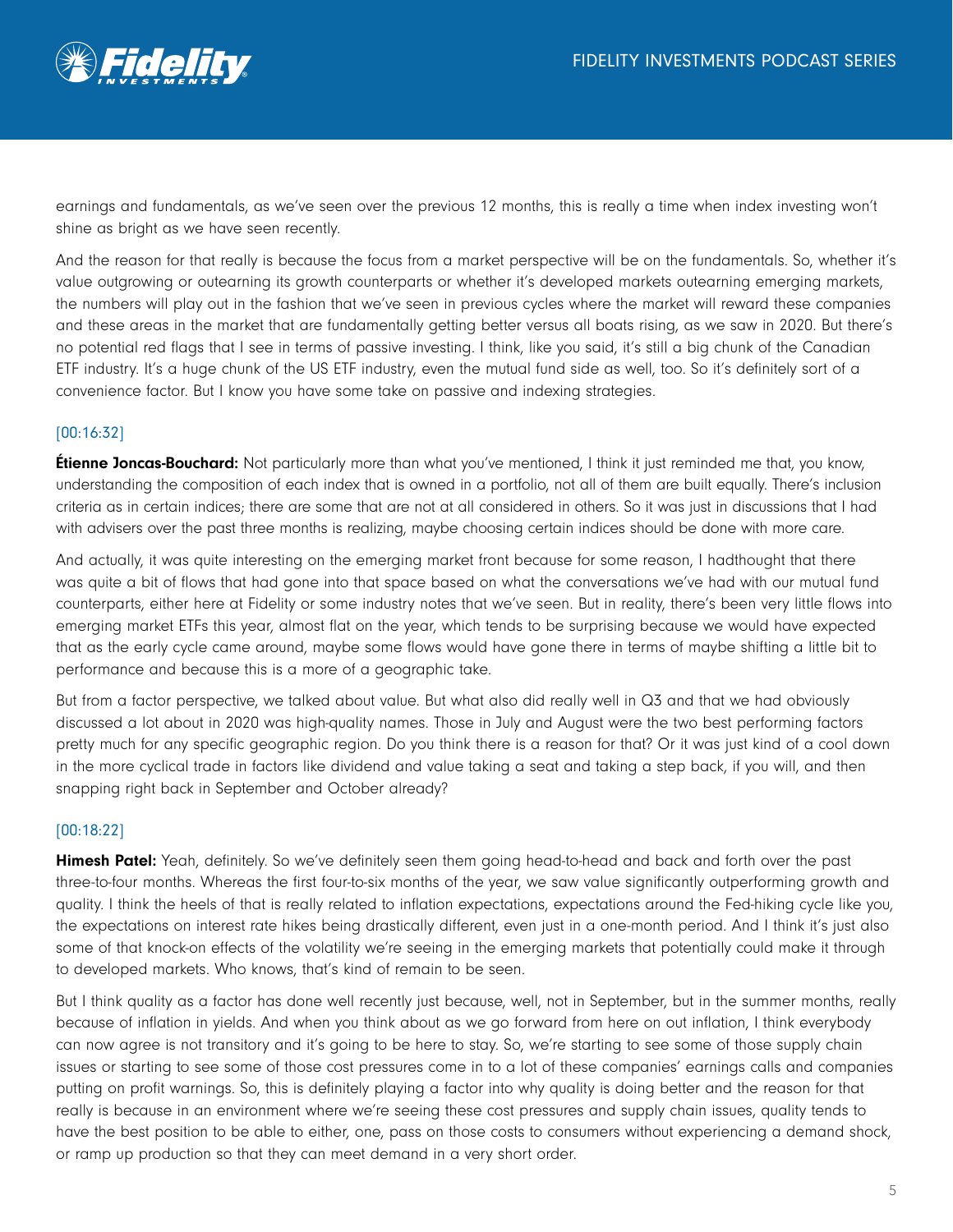earnings and fundamentals, as we've seen over the previous 12 months, this is really a time when index investing won't shine as bright as we have seen recently.

And the reason for that really is because the focus from a market perspective will be on the fundamentals. So, whether it's value outgrowing or outearning its growth counterparts or whether it's developed markets outearning emerging markets, the numbers will play out in the fashion that we've seen in previous cycles where the market will reward these companies and these areas in the market that are fundamentally getting better versus all boats rising, as we saw in 2020. But there's no potential red flags that I see in terms of passive investing. I think, like you said, it's still a big chunk of the Canadian ETF industry. It's a huge chunk of the US ETF industry, even the mutual fund side as well, too. So it's definitely sort of a convenience factor. But I know you have some take on passive and indexing strategies.

[00:16:32]

**Étienne Joncas-Bouchard:** Not particularly more than what you've mentioned, I think it just reminded me that, you know, understanding the composition of each index that is owned in a portfolio, not all of them are built equally. There's inclusion criteria as in certain indices; there are some that are not at all considered in others. So it was just in discussions that I had with advisers over the past three months is realizing, maybe choosing certain indices should be done with more care.

And actually, it was quite interesting on the emerging market front because for some reason, I hadthought that there was quite a bit of flows that had gone into that space based on what the conversations we've had with our mutual fund counterparts, either here at Fidelity or some industry notes that we've seen. But in reality, there's been very little flows into emerging market ETFs this year, almost flat on the year, which tends to be surprising because we would have expected that as the early cycle came around, maybe some flows would have gone there in terms of maybe shifting a little bit to performance and because this is a more of a geographic take.

But from a factor perspective, we talked about value. But what also did really well in Q3 and that we had obviously discussed a lot about in 2020 was high-quality names. Those in July and August were the two best performing factors pretty much for any specific geographic region. Do you think there is a reason for that? Or it was just kind of a cool down in the more cyclical trade in factors like dividend and value taking a seat and taking a step back, if you will, and then snapping right back in September and October already?

[00:18:22]

**Himesh Patel:** Yeah, definitely. So we've definitely seen them going head-to-head and back and forth over the past three-to-four months. Whereas the first four-to-six months of the year, we saw value significantly outperforming growth and quality. I think the heels of that is really related to inflation expectations, expectations around the Fed-hiking cycle like you, the expectations on interest rate hikes being drastically different, even just in a one-month period. And I think it's just also some of that knock-on effects of the volatility we're seeing in the emerging markets that potentially could make it through to developed markets. Who knows, that's kind of remain to be seen.

But I think quality as a factor has done well recently just because, well, not in September, but in the summer months, really because of inflation in yields. And when you think about as we go forward from here on out inflation, I think everybody can now agree is not transitory and it's going to be here to stay. So, we're starting to see some of those supply chain issues or starting to see some of those cost pressures come in to a lot of these companies' earnings calls and companies putting on profit warnings. So, this is definitely playing a factor into why quality is doing better and the reason for that really is because in an environment where we're seeing these cost pressures and supply chain issues, quality tends to have the best position to be able to either, one, pass on those costs to consumers without experiencing a demand shock, or ramp up production so that they can meet demand in a very short order.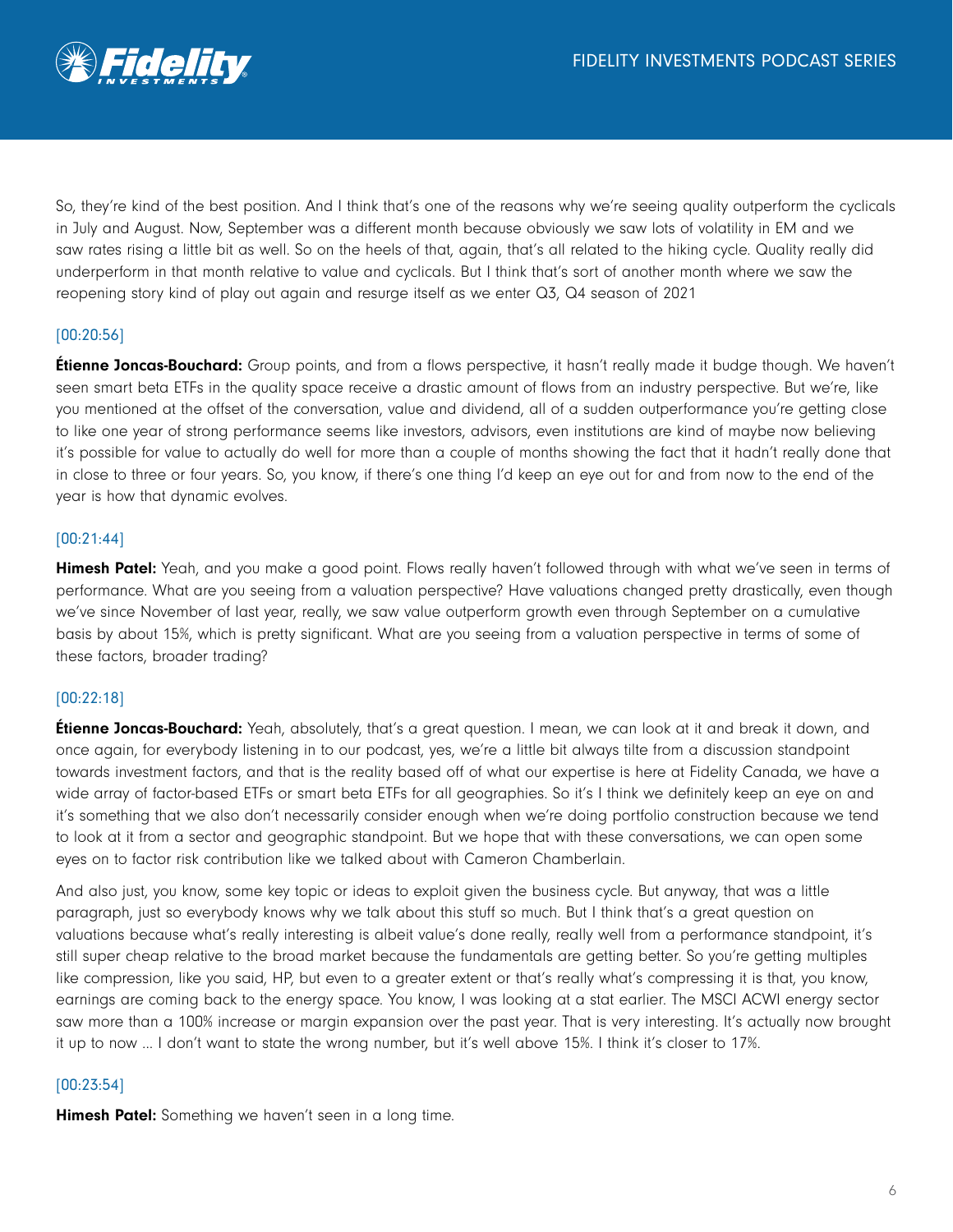So, they're kind of the best position. And I think that's one of the reasons why we're seeing quality outperform the cyclicals in July and August. Now, September was a different month because obviously we saw lots of volatility in EM and we saw rates rising a little bit as well. So on the heels of that, again, that's all related to the hiking cycle. Quality really did underperform in that month relative to value and cyclicals. But I think that's sort of another month where we saw the reopening story kind of play out again and resurge itself as we enter Q3, Q4 season of 2021

[00:20:56]

**Étienne Joncas-Bouchard:** Group points, and from a flows perspective, it hasn't really made it budge though. We haven't seen smart beta ETFs in the quality space receive a drastic amount of flows from an industry perspective. But we're, like you mentioned at the offset of the conversation, value and dividend, all of a sudden outperformance you're getting close to like one year of strong performance seems like investors, advisors, even institutions are kind of maybe now believing it's possible for value to actually do well for more than a couple of months showing the fact that it hadn't really done that in close to three or four years. So, you know, if there's one thing I'd keep an eye out for and from now to the end of the year is how that dynamic evolves.

[00:21:44]

**Himesh Patel:** Yeah, and you make a good point. Flows really haven't followed through with what we've seen in terms of performance. What are you seeing from a valuation perspective? Have valuations changed pretty drastically, even though we've since November of last year, really, we saw value outperform growth even through September on a cumulative basis by about 15%, which is pretty significant. What are you seeing from a valuation perspective in terms of some of these factors, broader trading?

[00:22:18]

**Étienne Joncas-Bouchard:** Yeah, absolutely, that's a great question. I mean, we can look at it and break it down, and once again, for everybody listening in to our podcast, yes, we're a little bit always tilte from a discussion standpoint towards investment factors, and that is the reality based off of what our expertise is here at Fidelity Canada, we have a wide array of factor-based ETFs or smart beta ETFs for all geographies. So it's I think we definitely keep an eye on and it's something that we also don't necessarily consider enough when we're doing portfolio construction because we tend to look at it from a sector and geographic standpoint. But we hope that with these conversations, we can open some eyes on to factor risk contribution like we talked about with Cameron Chamberlain.

And also just, you know, some key topic or ideas to exploit given the business cycle. But anyway, that was a little paragraph, just so everybody knows why we talk about this stuff so much. But I think that's a great question on valuations because what's really interesting is albeit value's done really, really well from a performance standpoint, it's still super cheap relative to the broad market because the fundamentals are getting better. So you're getting multiples like compression, like you said, HP, but even to a greater extent or that's really what's compressing it is that, you know, earnings are coming back to the energy space. You know, I was looking at a stat earlier. The MSCI ACWI energy sector saw more than a 100% increase or margin expansion over the past year. That is very interesting. It's actually now brought it up to now ... I don't want to state the wrong number, but it's well above 15%. I think it's closer to 17%.

[00:23:54]

**Himesh Patel:** Something we haven't seen in a long time.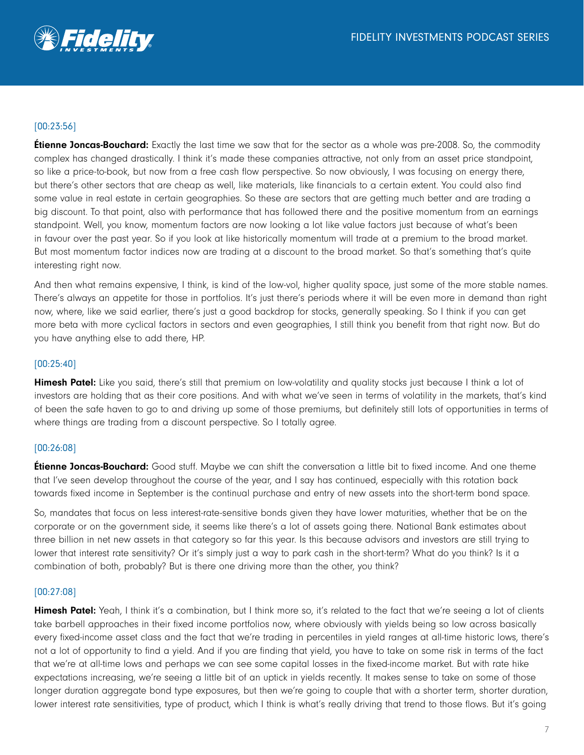[00:23:56]

**Étienne Joncas-Bouchard:** Exactly the last time we saw that for the sector as a whole was pre-2008. So, the commodity complex has changed drastically. I think it's made these companies attractive, not only from an asset price standpoint, so like a price-to-book, but now from a free cash flow perspective. So now obviously, I was focusing on energy there, but there's other sectors that are cheap as well, like materials, like financials to a certain extent. You could also find some value in real estate in certain geographies. So these are sectors that are getting much better and are trading a big discount. To that point, also with performance that has followed there and the positive momentum from an earnings standpoint. Well, you know, momentum factors are now looking a lot like value factors just because of what's been in favour over the past year. So if you look at like historically momentum will trade at a premium to the broad market. But most momentum factor indices now are trading at a discount to the broad market. So that's something that's quite interesting right now.

And then what remains expensive, I think, is kind of the low-vol, higher quality space, just some of the more stable names. There's always an appetite for those in portfolios. It's just there's periods where it will be even more in demand than right now, where, like we said earlier, there's just a good backdrop for stocks, generally speaking. So I think if you can get more beta with more cyclical factors in sectors and even geographies, I still think you benefit from that right now. But do you have anything else to add there, HP.

[00:25:40]

**Himesh Patel:** Like you said, there's still that premium on low-volatility and quality stocks just because I think a lot of investors are holding that as their core positions. And with what we've seen in terms of volatility in the markets, that's kind of been the safe haven to go to and driving up some of those premiums, but definitely still lots of opportunities in terms of where things are trading from a discount perspective. So I totally agree.

[00:26:08]

**Étienne Joncas-Bouchard:** Good stuff. Maybe we can shift the conversation a little bit to fixed income. And one theme that I've seen develop throughout the course of the year, and I say has continued, especially with this rotation back towards fixed income in September is the continual purchase and entry of new assets into the short-term bond space.

So, mandates that focus on less interest-rate-sensitive bonds given they have lower maturities, whether that be on the corporate or on the government side, it seems like there's a lot of assets going there. National Bank estimates about three billion in net new assets in that category so far this year. Is this because advisors and investors are still trying to lower that interest rate sensitivity? Or it's simply just a way to park cash in the short-term? What do you think? Is it a combination of both, probably? But is there one driving more than the other, you think?

[00:27:08]

**Himesh Patel:** Yeah, I think it's a combination, but I think more so, it's related to the fact that we're seeing a lot of clients take barbell approaches in their fixed income portfolios now, where obviously with yields being so low across basically every fixed-income asset class and the fact that we're trading in percentiles in yield ranges at all-time historic lows, there's not a lot of opportunity to find a yield. And if you are finding that yield, you have to take on some risk in terms of the fact that we're at all-time lows and perhaps we can see some capital losses in the fixed-income market. But with rate hike expectations increasing, we're seeing a little bit of an uptick in yields recently. It makes sense to take on some of those longer duration aggregate bond type exposures, but then we're going to couple that with a shorter term, shorter duration, lower interest rate sensitivities, type of product, which I think is what's really driving that trend to those flows. But it's going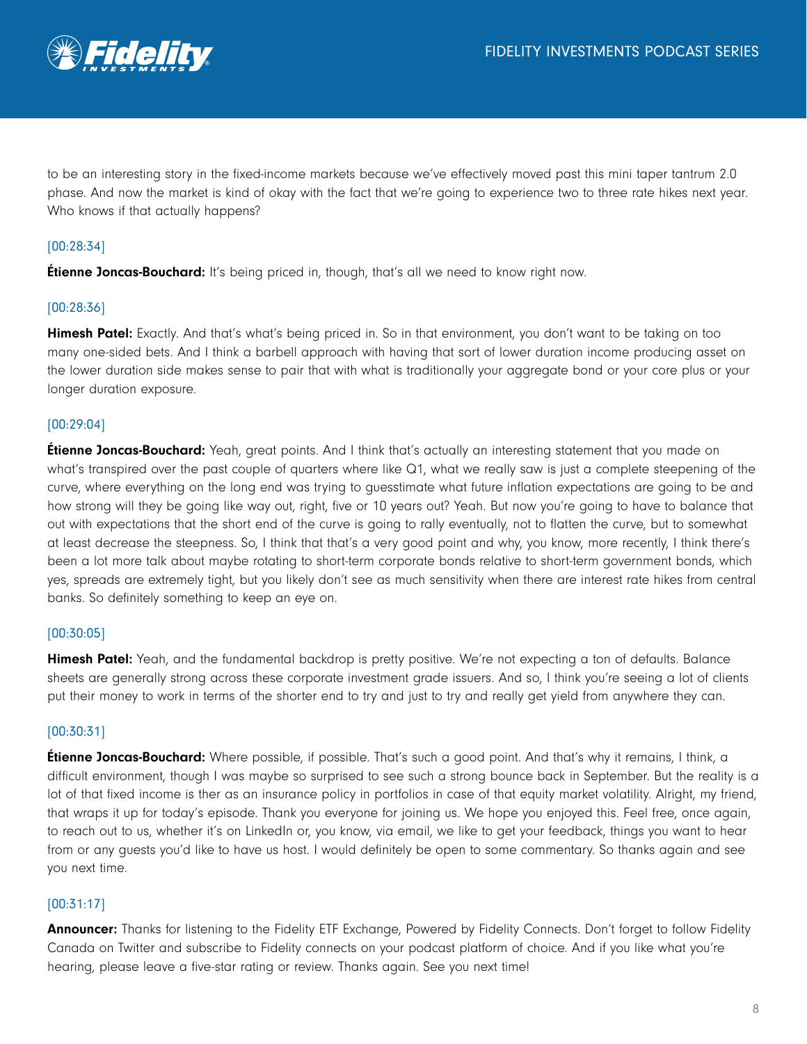to be an interesting story in the fixed-income markets because we've effectively moved past this mini taper tantrum 2.0 phase. And now the market is kind of okay with the fact that we're going to experience two to three rate hikes next year. Who knows if that actually happens?

[00:28:34]

**Étienne Joncas-Bouchard:** It's being priced in, though, that's all we need to know right now.

[00:28:36]

**Himesh Patel:** Exactly. And that's what's being priced in. So in that environment, you don't want to be taking on too many one-sided bets. And I think a barbell approach with having that sort of lower duration income producing asset on the lower duration side makes sense to pair that with what is traditionally your aggregate bond or your core plus or your longer duration exposure.

[00:29:04]

**Étienne Joncas-Bouchard:** Yeah, great points. And I think that's actually an interesting statement that you made on what's transpired over the past couple of quarters where like Q1, what we really saw is just a complete steepening of the curve, where everything on the long end was trying to guesstimate what future inflation expectations are going to be and how strong will they be going like way out, right, five or 10 years out? Yeah. But now you're going to have to balance that out with expectations that the short end of the curve is going to rally eventually, not to flatten the curve, but to somewhat at least decrease the steepness. So, I think that that's a very good point and why, you know, more recently, I think there's been a lot more talk about maybe rotating to short-term corporate bonds relative to short-term government bonds, which yes, spreads are extremely tight, but you likely don't see as much sensitivity when there are interest rate hikes from central banks. So definitely something to keep an eye on.

[00:30:05]

**Himesh Patel:** Yeah, and the fundamental backdrop is pretty positive. We're not expecting a ton of defaults. Balance sheets are generally strong across these corporate investment grade issuers. And so, I think you're seeing a lot of clients put their money to work in terms of the shorter end to try and just to try and really get yield from anywhere they can.

[00:30:31]

**Étienne Joncas-Bouchard:** Where possible, if possible. That's such a good point. And that's why it remains, I think, a difficult environment, though I was maybe so surprised to see such a strong bounce back in September. But the reality is a lot of that fixed income is ther as an insurance policy in portfolios in case of that equity market volatility. Alright, my friend, that wraps it up for today's episode. Thank you everyone for joining us. We hope you enjoyed this. Feel free, once again, to reach out to us, whether it's on LinkedIn or, you know, via email, we like to get your feedback, things you want to hear from or any guests you'd like to have us host. I would definitely be open to some commentary. So thanks again and see you next time.

[00:31:17]

**Announcer:** Thanks for listening to the Fidelity ETF Exchange, Powered by Fidelity Connects. Don't forget to follow Fidelity Canada on Twitter and subscribe to Fidelity connects on your podcast platform of choice. And if you like what you're hearing, please leave a five-star rating or review. Thanks again. See you next time!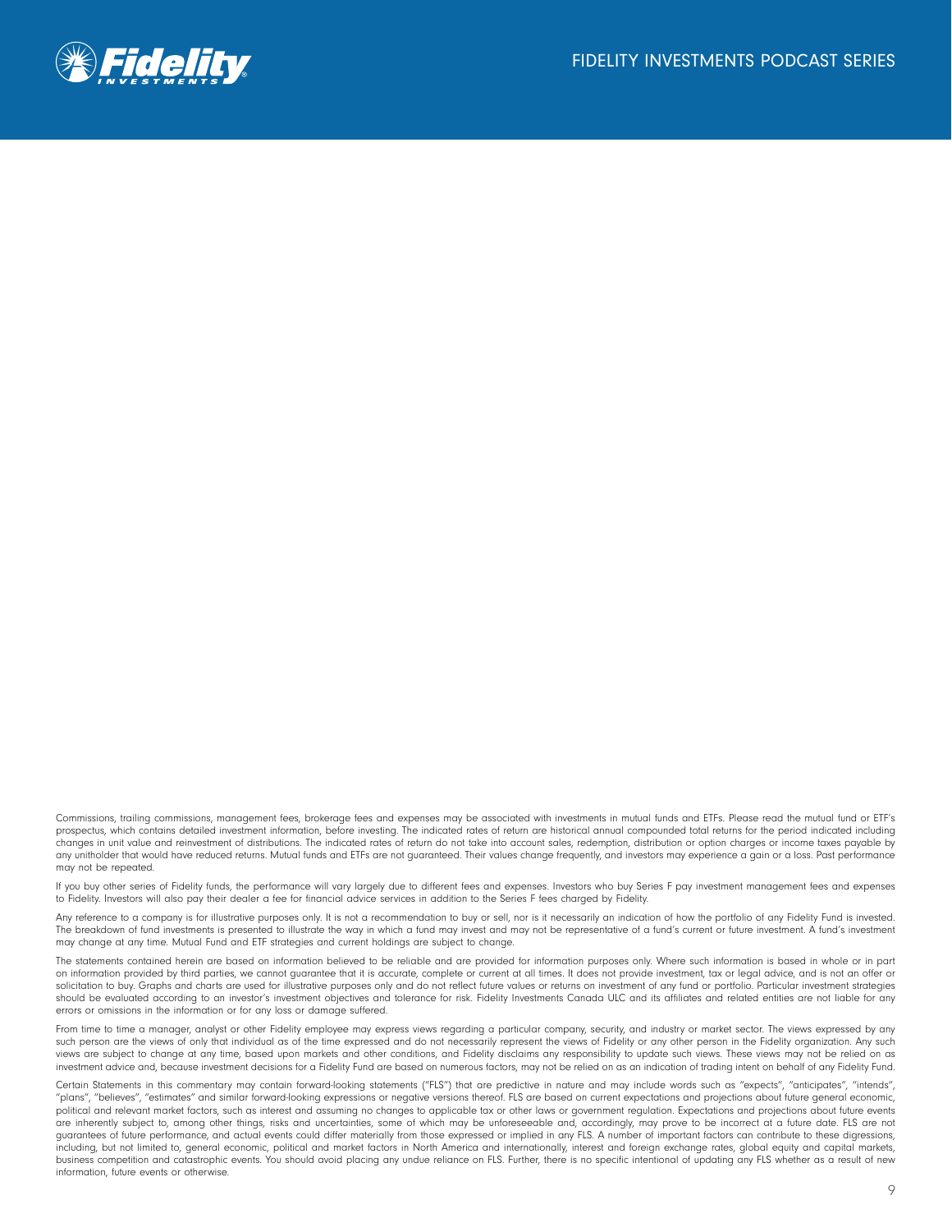Commissions, trailing commissions, management fees, brokerage fees and expenses may be associated with investments in mutual funds and ETFs. Please read the mutual fund or ETF's prospectus, which contains detailed investment information, before investing. The indicated rates of return are historical annual compounded total returns for the period indicated including changes in unit value and reinvestment of distributions. The indicated rates of return do not take into account sales, redemption, distribution or option charges or income taxes payable by any unitholder that would have reduced returns. Mutual funds and ETFs are not guaranteed. Their values change frequently, and investors may experience a gain or a loss. Past performance may not be repeated.

If you buy other series of Fidelity funds, the performance will vary largely due to different fees and expenses. Investors who buy Series F pay investment management fees and expenses to Fidelity. Investors will also pay their dealer a fee for financial advice services in addition to the Series F fees charged by Fidelity.

Any reference to a company is for illustrative purposes only. It is not a recommendation to buy or sell, nor is it necessarily an indication of how the portfolio of any Fidelity Fund is invested. The breakdown of fund investments is presented to illustrate the way in which a fund may invest and may not be representative of a fund's current or future investment. A fund's investment may change at any time. Mutual Fund and ETF strategies and current holdings are subject to change.

The statements contained herein are based on information believed to be reliable and are provided for information purposes only. Where such information is based in whole or in part on information provided by third parties, we cannot guarantee that it is accurate, complete or current at all times. It does not provide investment, tax or legal advice, and is not an offer or solicitation to buy. Graphs and charts are used for illustrative purposes only and do not reflect future values or returns on investment of any fund or portfolio. Particular investment strategies should be evaluated according to an investor's investment objectives and tolerance for risk. Fidelity Investments Canada ULC and its affiliates and related entities are not liable for any errors or omissions in the information or for any loss or damage suffered.

From time to time a manager, analyst or other Fidelity employee may express views regarding a particular company, security, and industry or market sector. The views expressed by any such person are the views of only that individual as of the time expressed and do not necessarily represent the views of Fidelity or any other person in the Fidelity organization. Any such views are subject to change at any time, based upon markets and other conditions, and Fidelity disclaims any responsibility to update such views. These views may not be relied on as investment advice and, because investment decisions for a Fidelity Fund are based on numerous factors, may not be relied on as an indication of trading intent on behalf of any Fidelity Fund.

Certain Statements in this commentary may contain forward-looking statements ("FLS") that are predictive in nature and may include words such as "expects", "anticipates", "intends", "plans", "believes", "estimates" and similar forward-looking expressions or negative versions thereof. FLS are based on current expectations and projections about future general economic, political and relevant market factors, such as interest and assuming no changes to applicable tax or other laws or government regulation. Expectations and projections about future events are inherently subject to, among other things, risks and uncertainties, some of which may be unforeseeable and, accordingly, may prove to be incorrect at a future date. FLS are not guarantees of future performance, and actual events could differ materially from those expressed or implied in any FLS. A number of important factors can contribute to these digressions, including, but not limited to, general economic, political and market factors in North America and internationally, interest and foreign exchange rates, global equity and capital markets, business competition and catastrophic events. You should avoid placing any undue reliance on FLS. Further, there is no specific intentional of updating any FLS whether as a result of new information, future events or otherwise.